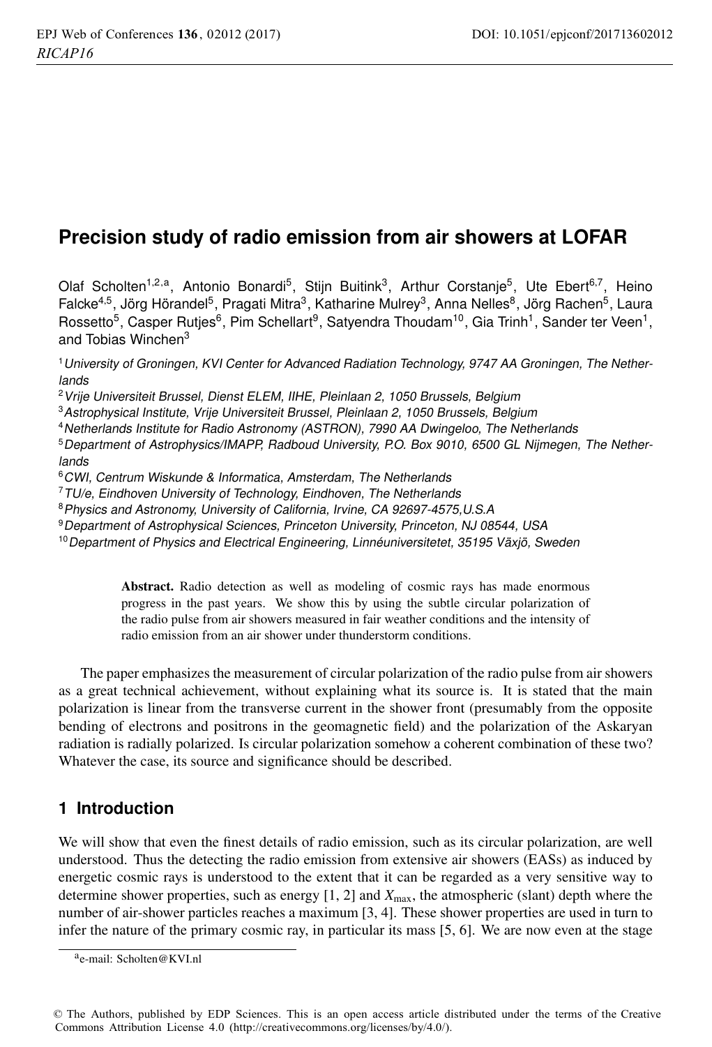# Precision study of radio emission from air showers at LOFAR

Olaf Scholten[1,2,a], Antonio Bonardi[5], Stijn Buitink[3], Arthur Corstanje[5], Ute Ebert[6,7], Heino Falcke[4,5], Jörg Hörandel[5], Pragati Mitra[3], Katharine Mulrey[3], Anna Nelles[8], Jörg Rachen[5], Laura Rossetto[5], Casper Rutjes[6], Pim Schellart[9], Satyendra Thoudam[10], Gia Trinh[1], Sander ter Veen[1], and Tobias Winchen[3]

[1] *University of Groningen, KVI Center for Advanced Radiation Technology, 9747 AA Groningen, The Netherlands*
[2] *Vrije Universiteit Brussel, Dienst ELEM, IIHE, Pleinlaan 2, 1050 Brussels, Belgium*
[3] *Astrophysical Institute, Vrije Universiteit Brussel, Pleinlaan 2, 1050 Brussels, Belgium*
[4] *Netherlands Institute for Radio Astronomy (ASTRON), 7990 AA Dwingeloo, The Netherlands*
[5] *Department of Astrophysics/IMAPP, Radboud University, P.O. Box 9010, 6500 GL Nijmegen, The Netherlands*
[6] *CWI, Centrum Wiskunde & Informatica, Amsterdam, The Netherlands*
[7] *TU/e, Eindhoven University of Technology, Eindhoven, The Netherlands*
[8] *Physics and Astronomy, University of California, Irvine, CA 92697-4575,U.S.A*
[9] *Department of Astrophysical Sciences, Princeton University, Princeton, NJ 08544, USA*
[10] *Department of Physics and Electrical Engineering, Linnéuniversitetet, 35195 Växjö, Sweden*

**Abstract.** Radio detection as well as modeling of cosmic rays has made enormous progress in the past years. We show this by using the subtle circular polarization of the radio pulse from air showers measured in fair weather conditions and the intensity of radio emission from an air shower under thunderstorm conditions.

The paper emphasizes the measurement of circular polarization of the radio pulse from air showers as a great technical achievement, without explaining what its source is. It is stated that the main polarization is linear from the transverse current in the shower front (presumably from the opposite bending of electrons and positrons in the geomagnetic field) and the polarization of the Askaryan radiation is radially polarized. Is circular polarization somehow a coherent combination of these two? Whatever the case, its source and significance should be described.

## 1 Introduction

We will show that even the finest details of radio emission, such as its circular polarization, are well understood. Thus the detecting the radio emission from extensive air showers (EASs) as induced by energetic cosmic rays is understood to the extent that it can be regarded as a very sensitive way to determine shower properties, such as energy [1, 2] and $X_{\max}$, the atmospheric (slant) depth where the number of air-shower particles reaches a maximum [3, 4]. These shower properties are used in turn to infer the nature of the primary cosmic ray, in particular its mass [5, 6]. We are now even at the stage

[a] e-mail: Scholten@KVI.nl

© The Authors, published by EDP Sciences. This is an open access article distributed under the terms of the Creative Commons Attribution License 4.0 (http://creativecommons.org/licenses/by/4.0/).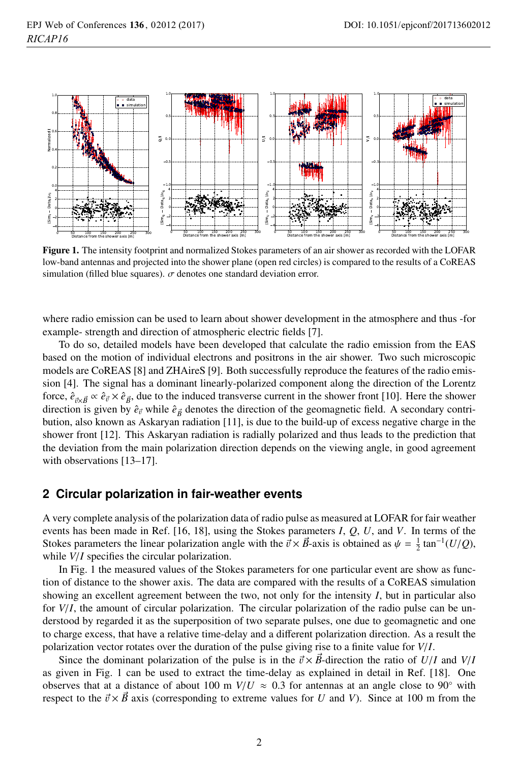**Figure 1.** The intensity footprint and normalized Stokes parameters of an air shower as recorded with the LOFAR low-band antennas and projected into the shower plane (open red circles) is compared to the results of a CoREAS simulation (filled blue squares). $\sigma$ denotes one standard deviation error.

where radio emission can be used to learn about shower development in the atmosphere and thus -for example- strength and direction of atmospheric electric fields [7].

To do so, detailed models have been developed that calculate the radio emission from the EAS based on the motion of individual electrons and positrons in the air shower. Two such microscopic models are CoREAS [8] and ZHAireS [9]. Both successfully reproduce the features of the radio emission [4]. The signal has a dominant linearly-polarized component along the direction of the Lorentz force, $\hat{e}_{\vec{v}\times\vec{B}} \propto \hat{e}_{\vec{v}} \times \hat{e}_{\vec{B}}$, due to the induced transverse current in the shower front [10]. Here the shower direction is given by $\hat{e}_{\vec{v}}$ while $\hat{e}_{\vec{B}}$ denotes the direction of the geomagnetic field. A secondary contribution, also known as Askaryan radiation [11], is due to the build-up of excess negative charge in the shower front [12]. This Askaryan radiation is radially polarized and thus leads to the prediction that the deviation from the main polarization direction depends on the viewing angle, in good agreement with observations [13–17].

## 2 Circular polarization in fair-weather events

A very complete analysis of the polarization data of radio pulse as measured at LOFAR for fair weather events has been made in Ref. [16, 18], using the Stokes parameters $I$, $Q$, $U$, and $V$. In terms of the Stokes parameters the linear polarization angle with the $\vec{v} \times \vec{B}$-axis is obtained as $\psi = \frac{1}{2} \tan^{-1}(U/Q)$, while $V/I$ specifies the circular polarization.

In Fig. 1 the measured values of the Stokes parameters for one particular event are show as function of distance to the shower axis. The data are compared with the results of a CoREAS simulation showing an excellent agreement between the two, not only for the intensity $I$, but in particular also for $V/I$, the amount of circular polarization. The circular polarization of the radio pulse can be understood by regarded it as the superposition of two separate pulses, one due to geomagnetic and one to charge excess, that have a relative time-delay and a different polarization direction. As a result the polarization vector rotates over the duration of the pulse giving rise to a finite value for $V/I$.

Since the dominant polarization of the pulse is in the $\vec{v} \times \vec{B}$-direction the ratio of $U/I$ and $V/I$ as given in Fig. 1 can be used to extract the time-delay as explained in detail in Ref. [18]. One observes that at a distance of about 100 m $V/U \approx 0.3$ for antennas at an angle close to 90° with respect to the $\vec{v} \times \vec{B}$ axis (corresponding to extreme values for $U$ and $V$). Since at 100 m from the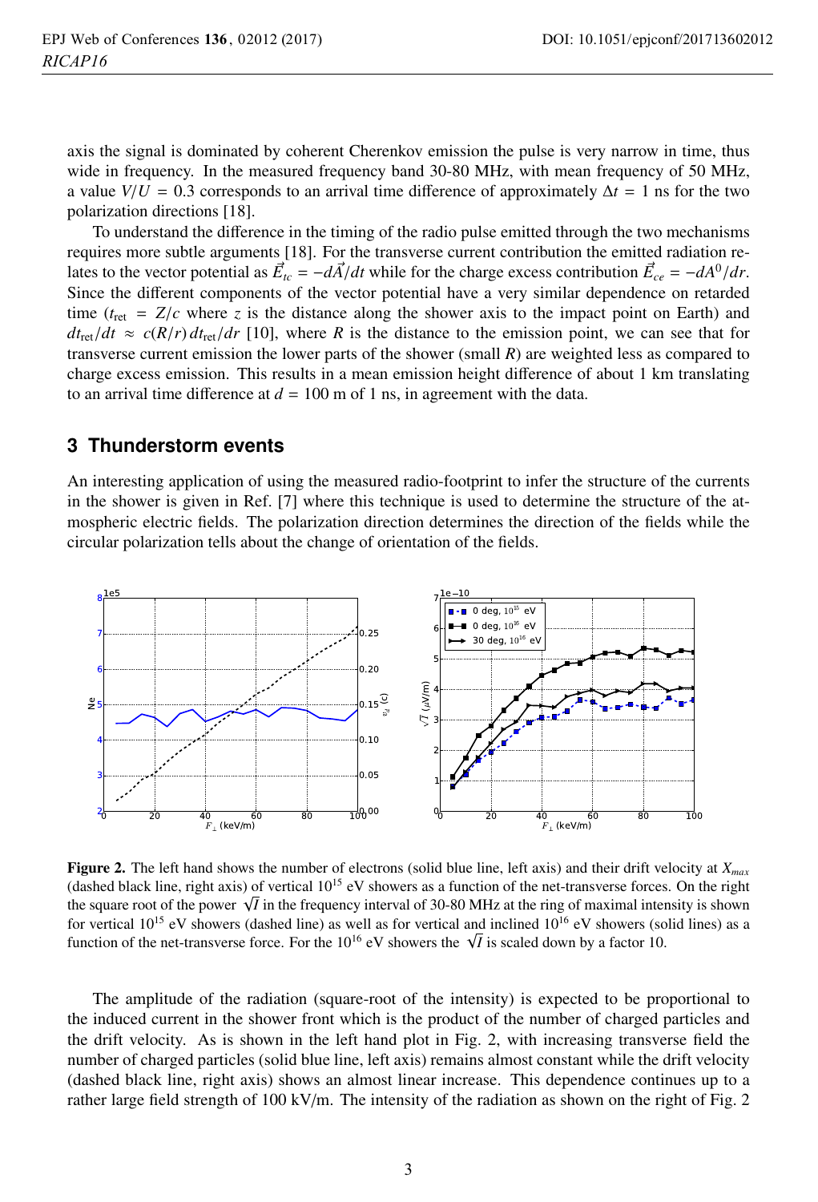axis the signal is dominated by coherent Cherenkov emission the pulse is very narrow in time, thus wide in frequency. In the measured frequency band 30-80 MHz, with mean frequency of 50 MHz, a value $V/U = 0.3$ corresponds to an arrival time difference of approximately $\Delta t = 1$ ns for the two polarization directions [18].

To understand the difference in the timing of the radio pulse emitted through the two mechanisms requires more subtle arguments [18]. For the transverse current contribution the emitted radiation relates to the vector potential as $\vec{E}_{tc} = -d\vec{A}/dt$ while for the charge excess contribution $\vec{E}_{ce} = -dA^0/dr$. Since the different components of the vector potential have a very similar dependence on retarded time ($t_{\rm ret} = Z/c$ where $z$ is the distance along the shower axis to the impact point on Earth) and $dt_{\rm ret}/dt \approx c(R/r)\, dt_{\rm ret}/dr$ [10], where $R$ is the distance to the emission point, we can see that for transverse current emission the lower parts of the shower (small $R$) are weighted less as compared to charge excess emission. This results in a mean emission height difference of about 1 km translating to an arrival time difference at $d = 100$ m of 1 ns, in agreement with the data.

## 3 Thunderstorm events

An interesting application of using the measured radio-footprint to infer the structure of the currents in the shower is given in Ref. [7] where this technique is used to determine the structure of the atmospheric electric fields. The polarization direction determines the direction of the fields while the circular polarization tells about the change of orientation of the fields.

**Figure 2.** The left hand shows the number of electrons (solid blue line, left axis) and their drift velocity at $X_{max}$ (dashed black line, right axis) of vertical $10^{15}$ eV showers as a function of the net-transverse forces. On the right the square root of the power $\sqrt{I}$ in the frequency interval of 30-80 MHz at the ring of maximal intensity is shown for vertical $10^{15}$ eV showers (dashed line) as well as for vertical and inclined $10^{16}$ eV showers (solid lines) as a function of the net-transverse force. For the $10^{16}$ eV showers the $\sqrt{I}$ is scaled down by a factor 10.

The amplitude of the radiation (square-root of the intensity) is expected to be proportional to the induced current in the shower front which is the product of the number of charged particles and the drift velocity. As is shown in the left hand plot in Fig. 2, with increasing transverse field the number of charged particles (solid blue line, left axis) remains almost constant while the drift velocity (dashed black line, right axis) shows an almost linear increase. This dependence continues up to a rather large field strength of 100 kV/m. The intensity of the radiation as shown on the right of Fig. 2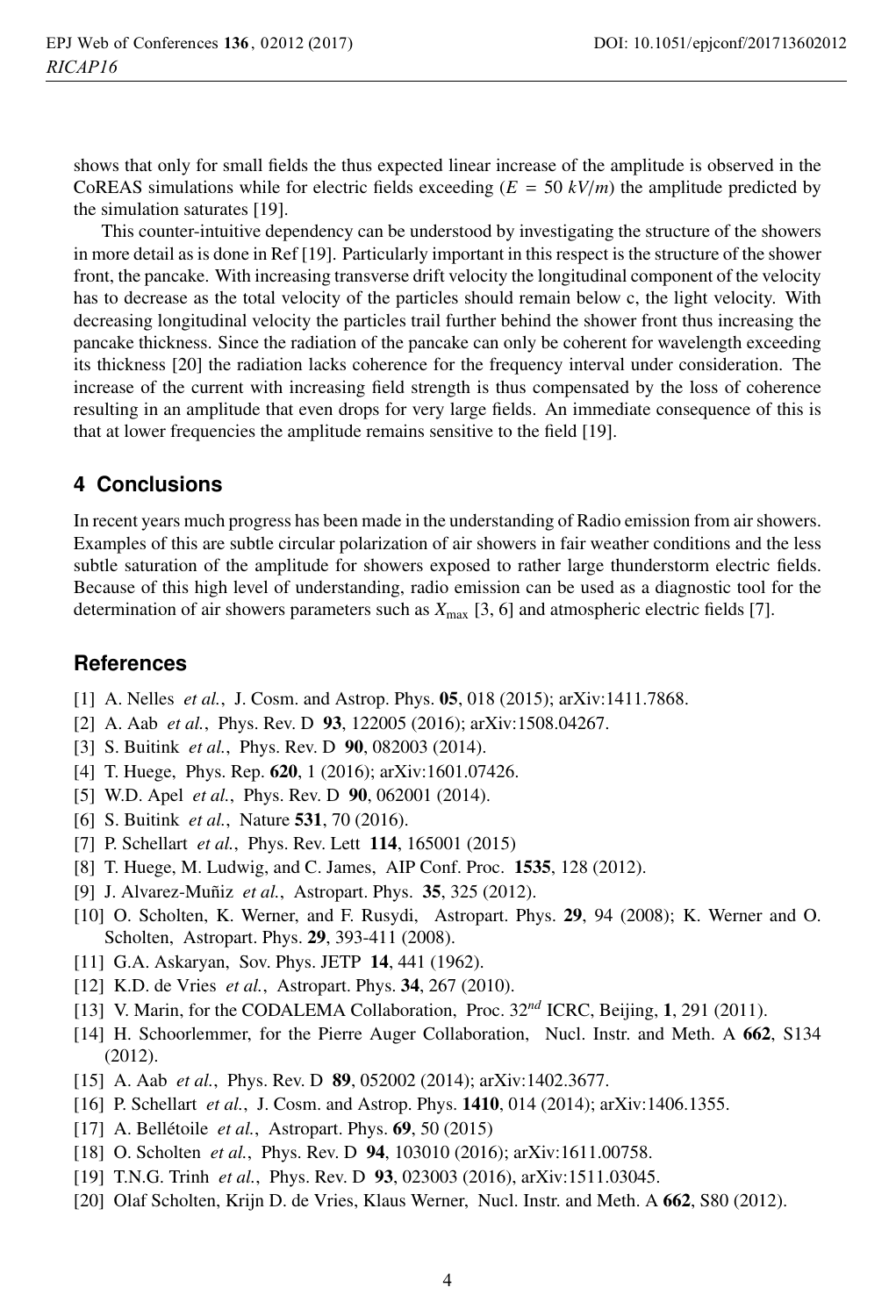shows that only for small fields the thus expected linear increase of the amplitude is observed in the CoREAS simulations while for electric fields exceeding ($E = 50\ kV/m$) the amplitude predicted by the simulation saturates [19].

This counter-intuitive dependency can be understood by investigating the structure of the showers in more detail as is done in Ref [19]. Particularly important in this respect is the structure of the shower front, the pancake. With increasing transverse drift velocity the longitudinal component of the velocity has to decrease as the total velocity of the particles should remain below c, the light velocity. With decreasing longitudinal velocity the particles trail further behind the shower front thus increasing the pancake thickness. Since the radiation of the pancake can only be coherent for wavelength exceeding its thickness [20] the radiation lacks coherence for the frequency interval under consideration. The increase of the current with increasing field strength is thus compensated by the loss of coherence resulting in an amplitude that even drops for very large fields. An immediate consequence of this is that at lower frequencies the amplitude remains sensitive to the field [19].

## 4 Conclusions

In recent years much progress has been made in the understanding of Radio emission from air showers. Examples of this are subtle circular polarization of air showers in fair weather conditions and the less subtle saturation of the amplitude for showers exposed to rather large thunderstorm electric fields. Because of this high level of understanding, radio emission can be used as a diagnostic tool for the determination of air showers parameters such as $X_{\max}$ [3, 6] and atmospheric electric fields [7].

## References

[1] A. Nelles *et al.*, J. Cosm. and Astrop. Phys. **05**, 018 (2015); arXiv:1411.7868.

[2] A. Aab *et al.*, Phys. Rev. D **93**, 122005 (2016); arXiv:1508.04267.

[3] S. Buitink *et al.*, Phys. Rev. D **90**, 082003 (2014).

[4] T. Huege, Phys. Rep. **620**, 1 (2016); arXiv:1601.07426.

[5] W.D. Apel *et al.*, Phys. Rev. D **90**, 062001 (2014).

[6] S. Buitink *et al.*, Nature **531**, 70 (2016).

[7] P. Schellart *et al.*, Phys. Rev. Lett **114**, 165001 (2015)

[8] T. Huege, M. Ludwig, and C. James, AIP Conf. Proc. **1535**, 128 (2012).

[9] J. Alvarez-Muñiz *et al.*, Astropart. Phys. **35**, 325 (2012).

[10] O. Scholten, K. Werner, and F. Rusydi, Astropart. Phys. **29**, 94 (2008); K. Werner and O. Scholten, Astropart. Phys. **29**, 393-411 (2008).

[11] G.A. Askaryan, Sov. Phys. JETP **14**, 441 (1962).

[12] K.D. de Vries *et al.*, Astropart. Phys. **34**, 267 (2010).

[13] V. Marin, for the CODALEMA Collaboration, Proc. 32nd ICRC, Beijing, **1**, 291 (2011).

[14] H. Schoorlemmer, for the Pierre Auger Collaboration, Nucl. Instr. and Meth. A **662**, S134 (2012).

[15] A. Aab *et al.*, Phys. Rev. D **89**, 052002 (2014); arXiv:1402.3677.

[16] P. Schellart *et al.*, J. Cosm. and Astrop. Phys. **1410**, 014 (2014); arXiv:1406.1355.

[17] A. Bellétoile *et al.*, Astropart. Phys. **69**, 50 (2015)

[18] O. Scholten *et al.*, Phys. Rev. D **94**, 103010 (2016); arXiv:1611.00758.

[19] T.N.G. Trinh *et al.*, Phys. Rev. D **93**, 023003 (2016), arXiv:1511.03045.

[20] Olaf Scholten, Krijn D. de Vries, Klaus Werner, Nucl. Instr. and Meth. A **662**, S80 (2012).